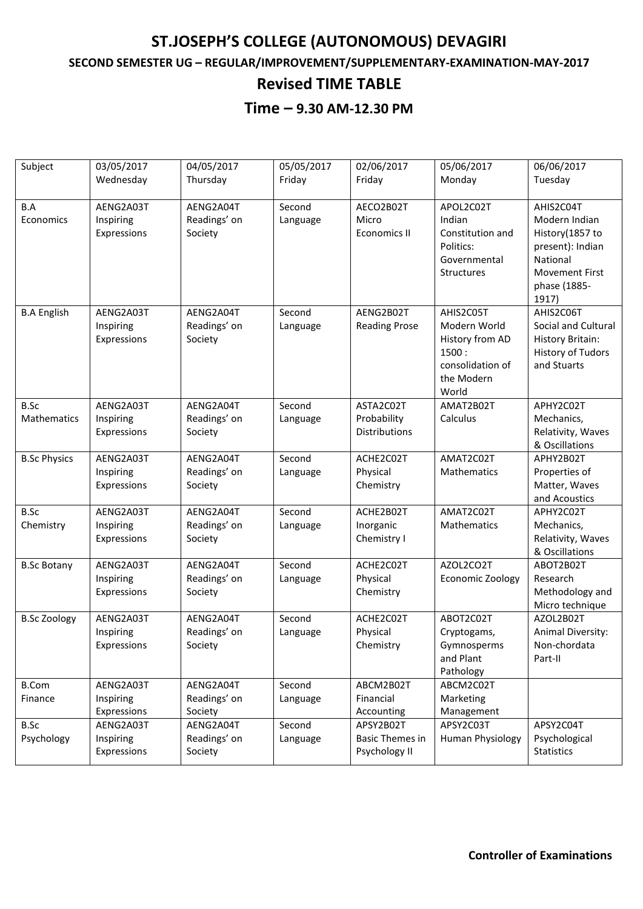# ST.JOSEPH'S COLLEGE (AUTONOMOUS) DEVAGIRI

## SECOND SEMESTER UG – REGULAR/IMPROVEMENT/SUPPLEMENTARY-EXAMINATION-MAY-2017

## Revised TIME TABLE

## Time – 9.30 AM-12.30 PM

| Subject | 03/05/2017 Wednesday | 04/05/2017 Thursday | 05/05/2017 Friday | 02/06/2017 Friday | 05/06/2017 Monday | 06/06/2017 Tuesday |
|---|---|---|---|---|---|---|
| B.A Economics | AENG2A03T Inspiring Expressions | AENG2A04T Readings' on Society | Second Language | AECO2B02T Micro Economics II | APOL2C02T Indian Constitution and Politics: Governmental Structures | AHIS2C04T Modern Indian History(1857 to present): Indian National Movement First phase (1885-1917) |
| B.A English | AENG2A03T Inspiring Expressions | AENG2A04T Readings' on Society | Second Language | AENG2B02T Reading Prose | AHIS2C05T Modern World History from AD 1500 : consolidation of the Modern World | AHIS2C06T Social and Cultural History Britain: History of Tudors and Stuarts |
| B.Sc Mathematics | AENG2A03T Inspiring Expressions | AENG2A04T Readings' on Society | Second Language | ASTA2C02T Probability Distributions | AMAT2B02T Calculus | APHY2C02T Mechanics, Relativity, Waves & Oscillations |
| B.Sc Physics | AENG2A03T Inspiring Expressions | AENG2A04T Readings' on Society | Second Language | ACHE2C02T Physical Chemistry | AMAT2C02T Mathematics | APHY2B02T Properties of Matter, Waves and Acoustics |
| B.Sc Chemistry | AENG2A03T Inspiring Expressions | AENG2A04T Readings' on Society | Second Language | ACHE2B02T Inorganic Chemistry I | AMAT2C02T Mathematics | APHY2C02T Mechanics, Relativity, Waves & Oscillations |
| B.Sc Botany | AENG2A03T Inspiring Expressions | AENG2A04T Readings' on Society | Second Language | ACHE2C02T Physical Chemistry | AZOL2CO2T Economic Zoology | ABOT2B02T Research Methodology and Micro technique |
| B.Sc Zoology | AENG2A03T Inspiring Expressions | AENG2A04T Readings' on Society | Second Language | ACHE2C02T Physical Chemistry | ABOT2C02T Cryptogams, Gymnosperms and Plant Pathology | AZOL2B02T Animal Diversity: Non-chordata Part-II |
| B.Com Finance | AENG2A03T Inspiring Expressions | AENG2A04T Readings' on Society | Second Language | ABCM2B02T Financial Accounting | ABCM2C02T Marketing Management | |
| B.Sc Psychology | AENG2A03T Inspiring Expressions | AENG2A04T Readings' on Society | Second Language | APSY2B02T Basic Themes in Psychology II | APSY2C03T Human Physiology | APSY2C04T Psychological Statistics |

**Controller of Examinations**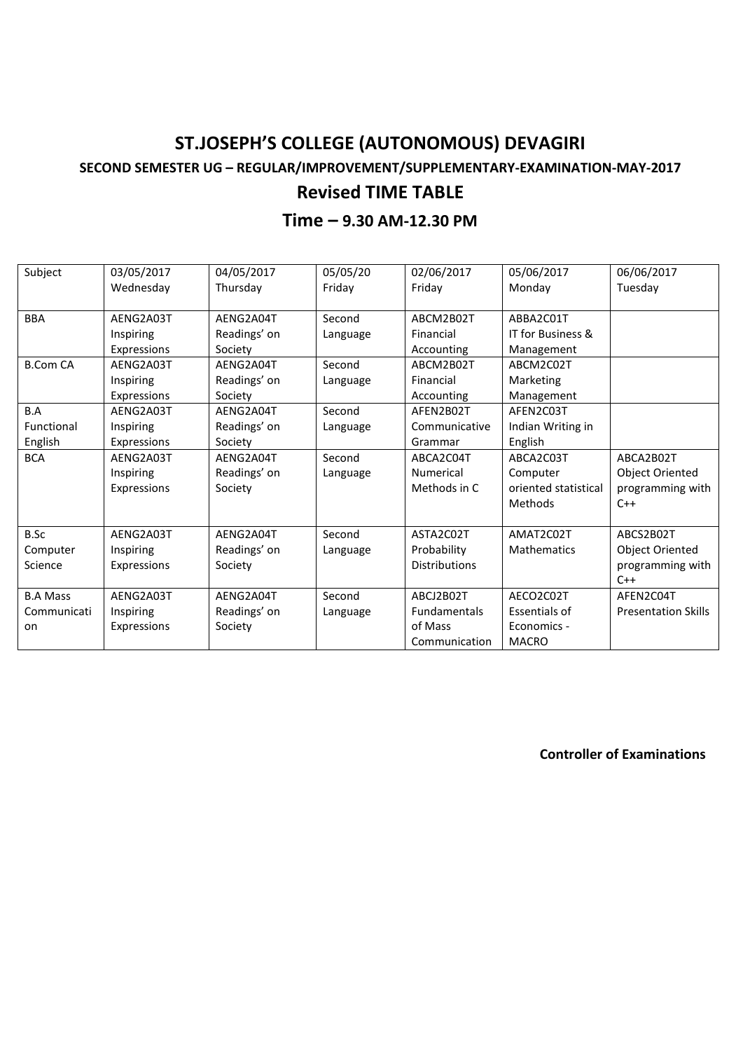# ST.JOSEPH'S COLLEGE (AUTONOMOUS) DEVAGIRI

**SECOND SEMESTER UG – REGULAR/IMPROVEMENT/SUPPLEMENTARY-EXAMINATION-MAY-2017**

## Revised TIME TABLE

## Time – 9.30 AM-12.30 PM

| Subject | 03/05/2017 Wednesday | 04/05/2017 Thursday | 05/05/20 Friday | 02/06/2017 Friday | 05/06/2017 Monday | 06/06/2017 Tuesday |
|---|---|---|---|---|---|---|
| BBA | AENG2A03T Inspiring Expressions | AENG2A04T Readings' on Society | Second Language | ABCM2B02T Financial Accounting | ABBA2C01T IT for Business & Management | |
| B.Com CA | AENG2A03T Inspiring Expressions | AENG2A04T Readings' on Society | Second Language | ABCM2B02T Financial Accounting | ABCM2C02T Marketing Management | |
| B.A Functional English | AENG2A03T Inspiring Expressions | AENG2A04T Readings' on Society | Second Language | AFEN2B02T Communicative Grammar | AFEN2C03T Indian Writing in English | |
| BCA | AENG2A03T Inspiring Expressions | AENG2A04T Readings' on Society | Second Language | ABCA2C04T Numerical Methods in C | ABCA2C03T Computer oriented statistical Methods | ABCA2B02T Object Oriented programming with C++ |
| B.Sc Computer Science | AENG2A03T Inspiring Expressions | AENG2A04T Readings' on Society | Second Language | ASTA2C02T Probability Distributions | AMAT2C02T Mathematics | ABCS2B02T Object Oriented programming with C++ |
| B.A Mass Communication | AENG2A03T Inspiring Expressions | AENG2A04T Readings' on Society | Second Language | ABCJ2B02T Fundamentals of Mass Communication | AECO2C02T Essentials of Economics - MACRO | AFEN2C04T Presentation Skills |

**Controller of Examinations**